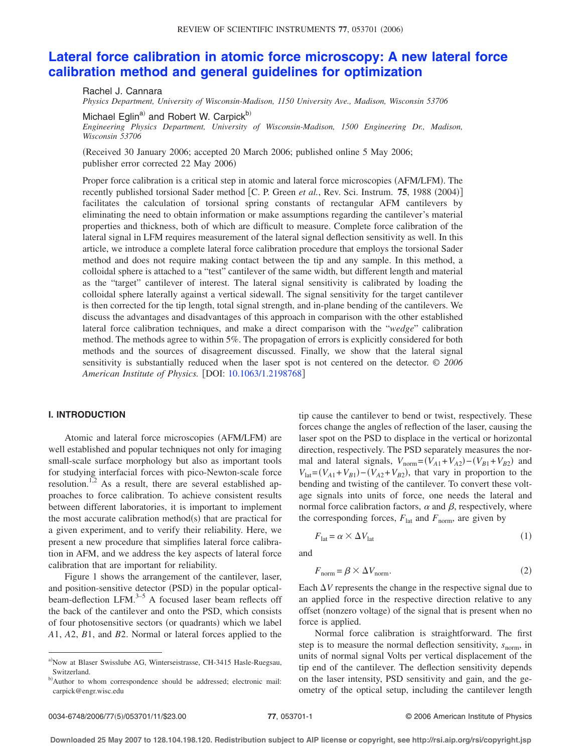# Lateral force calibration in atomic force microscopy: A new lateral force calibration method and general guidelines for optimization

Rachel J. Cannara
*Physics Department, University of Wisconsin-Madison, 1150 University Ave., Madison, Wisconsin 53706*

Michael Eglin[a] and Robert W. Carpick[b]
*Engineering Physics Department, University of Wisconsin-Madison, 1500 Engineering Dr., Madison, Wisconsin 53706*

(Received 30 January 2006; accepted 20 March 2006; published online 5 May 2006; publisher error corrected 22 May 2006)

Proper force calibration is a critical step in atomic and lateral force microscopies (AFM/LFM). The recently published torsional Sader method [C. P. Green *et al.*, Rev. Sci. Instrum. **75**, 1988 (2004)] facilitates the calculation of torsional spring constants of rectangular AFM cantilevers by eliminating the need to obtain information or make assumptions regarding the cantilever's material properties and thickness, both of which are difficult to measure. Complete force calibration of the lateral signal in LFM requires measurement of the lateral signal deflection sensitivity as well. In this article, we introduce a complete lateral force calibration procedure that employs the torsional Sader method and does not require making contact between the tip and any sample. In this method, a colloidal sphere is attached to a "test" cantilever of the same width, but different length and material as the "target" cantilever of interest. The lateral signal sensitivity is calibrated by loading the colloidal sphere laterally against a vertical sidewall. The signal sensitivity for the target cantilever is then corrected for the tip length, total signal strength, and in-plane bending of the cantilevers. We discuss the advantages and disadvantages of this approach in comparison with the other established lateral force calibration techniques, and make a direct comparison with the "*wedge*" calibration method. The methods agree to within 5%. The propagation of errors is explicitly considered for both methods and the sources of disagreement discussed. Finally, we show that the lateral signal sensitivity is substantially reduced when the laser spot is not centered on the detector. © *2006 American Institute of Physics.* [DOI: 10.1063/1.2198768]

## I. INTRODUCTION

Atomic and lateral force microscopies (AFM/LFM) are well established and popular techniques not only for imaging small-scale surface morphology but also as important tools for studying interfacial forces with pico-Newton-scale force resolution.[1,2] As a result, there are several established approaches to force calibration. To achieve consistent results between different laboratories, it is important to implement the most accurate calibration method(s) that are practical for a given experiment, and to verify their reliability. Here, we present a new procedure that simplifies lateral force calibration in AFM, and we address the key aspects of lateral force calibration that are important for reliability.

Figure 1 shows the arrangement of the cantilever, laser, and position-sensitive detector (PSD) in the popular optical-beam-deflection LFM.[3–5] A focused laser beam reflects off the back of the cantilever and onto the PSD, which consists of four photosensitive sectors (or quadrants) which we label $A1$, $A2$, $B1$, and $B2$. Normal or lateral forces applied to the tip cause the cantilever to bend or twist, respectively. These forces change the angles of reflection of the laser, causing the laser spot on the PSD to displace in the vertical or horizontal direction, respectively. The PSD separately measures the normal and lateral signals, $V_{\text{norm}}=(V_{A1}+V_{A2})-(V_{B1}+V_{B2})$ and $V_{\text{lat}}=(V_{A1}+V_{B1})-(V_{A2}+V_{B2})$, that vary in proportion to the bending and twisting of the cantilever. To convert these voltage signals into units of force, one needs the lateral and normal force calibration factors, $\alpha$ and $\beta$, respectively, where the corresponding forces, $F_{\text{lat}}$ and $F_{\text{norm}}$, are given by

$$F_{\text{lat}}=\alpha \times \Delta V_{\text{lat}} \tag{1}$$

and

$$F_{\text{norm}}=\beta \times \Delta V_{\text{norm}}. \tag{2}$$

Each $\Delta V$ represents the change in the respective signal due to an applied force in the respective direction relative to any offset (nonzero voltage) of the signal that is present when no force is applied.

Normal force calibration is straightforward. The first step is to measure the normal deflection sensitivity, $s_{\text{norm}}$, in units of normal signal Volts per vertical displacement of the tip end of the cantilever. The deflection sensitivity depends on the laser intensity, PSD sensitivity and gain, and the geometry of the optical setup, including the cantilever length

---

[a] Now at Blaser Swisslube AG, Winterseistrasse, CH-3415 Hasle-Ruegsau, Switzerland.

[b] Author to whom correspondence should be addressed; electronic mail: carpick@engr.wisc.edu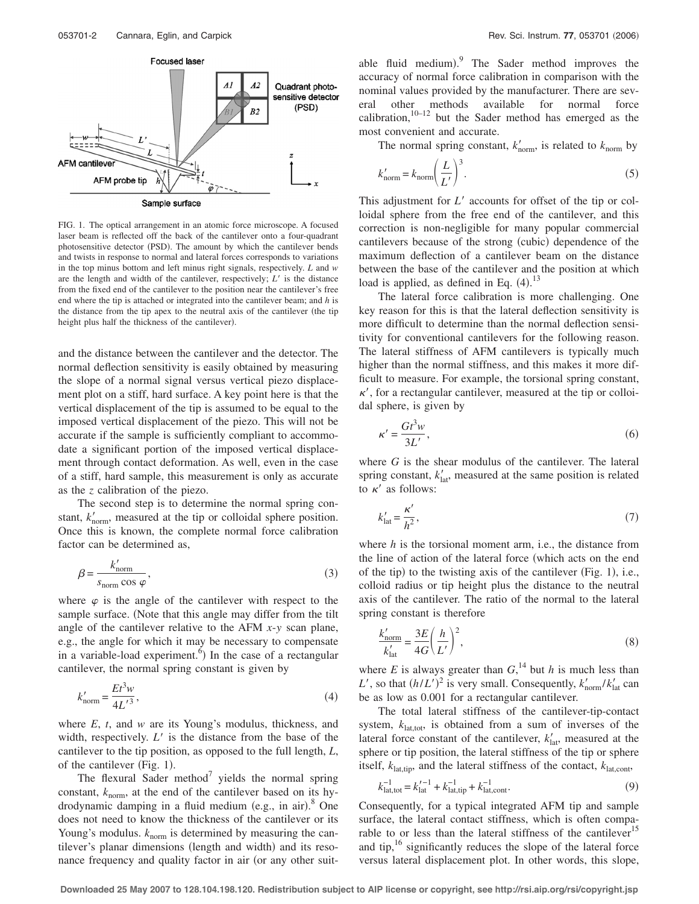FIG. 1. The optical arrangement in an atomic force microscope. A focused laser beam is reflected off the back of the cantilever onto a four-quadrant photosensitive detector (PSD). The amount by which the cantilever bends and twists in response to normal and lateral forces corresponds to variations in the top minus bottom and left minus right signals, respectively. $L$ and $w$ are the length and width of the cantilever, respectively; $L'$ is the distance from the fixed end of the cantilever to the position near the cantilever's free end where the tip is attached or integrated into the cantilever beam; and $h$ is the distance from the tip apex to the neutral axis of the cantilever (the tip height plus half the thickness of the cantilever).

and the distance between the cantilever and the detector. The normal deflection sensitivity is easily obtained by measuring the slope of a normal signal versus vertical piezo displacement plot on a stiff, hard surface. A key point here is that the vertical displacement of the tip is assumed to be equal to the imposed vertical displacement of the piezo. This will not be accurate if the sample is sufficiently compliant to accommodate a significant portion of the imposed vertical displacement through contact deformation. As well, even in the case of a stiff, hard sample, this measurement is only as accurate as the $z$ calibration of the piezo.

The second step is to determine the normal spring constant, $k'_{\mathrm{norm}}$, measured at the tip or colloidal sphere position. Once this is known, the complete normal force calibration factor can be determined as,

$$\beta = \frac{k'_{\mathrm{norm}}}{s_{\mathrm{norm}} \cos \varphi}, \tag{3}$$

where $\varphi$ is the angle of the cantilever with respect to the sample surface. (Note that this angle may differ from the tilt angle of the cantilever relative to the AFM $x$-$y$ scan plane, e.g., the angle for which it may be necessary to compensate in a variable-load experiment.[6]) In the case of a rectangular cantilever, the normal spring constant is given by

$$k'_{\mathrm{norm}} = \frac{Et^3 w}{4L'^3}, \tag{4}$$

where $E$, $t$, and $w$ are its Young's modulus, thickness, and width, respectively. $L'$ is the distance from the base of the cantilever to the tip position, as opposed to the full length, $L$, of the cantilever (Fig. 1).

The flexural Sader method[7] yields the normal spring constant, $k_{\mathrm{norm}}$, at the end of the cantilever based on its hydrodynamic damping in a fluid medium (e.g., in air).[8] One does not need to know the thickness of the cantilever or its Young's modulus. $k_{\mathrm{norm}}$ is determined by measuring the cantilever's planar dimensions (length and width) and its resonance frequency and quality factor in air (or any other suitable fluid medium).[9] The Sader method improves the accuracy of normal force calibration in comparison with the nominal values provided by the manufacturer. There are several other methods available for normal force calibration,[10–12] but the Sader method has emerged as the most convenient and accurate.

The normal spring constant, $k'_{\mathrm{norm}}$, is related to $k_{\mathrm{norm}}$ by

$$k'_{\mathrm{norm}} = k_{\mathrm{norm}} \left( \frac{L}{L'} \right)^3. \tag{5}$$

This adjustment for $L'$ accounts for offset of the tip or colloidal sphere from the free end of the cantilever, and this correction is non-negligible for many popular commercial cantilevers because of the strong (cubic) dependence of the maximum deflection of a cantilever beam on the distance between the base of the cantilever and the position at which load is applied, as defined in Eq. (4).[13]

The lateral force calibration is more challenging. One key reason for this is that the lateral deflection sensitivity is more difficult to determine than the normal deflection sensitivity for conventional cantilevers for the following reason. The lateral stiffness of AFM cantilevers is typically much higher than the normal stiffness, and this makes it more difficult to measure. For example, the torsional spring constant, $\kappa'$, for a rectangular cantilever, measured at the tip or colloidal sphere, is given by

$$\kappa' = \frac{Gt^3 w}{3L'}, \tag{6}$$

where $G$ is the shear modulus of the cantilever. The lateral spring constant, $k'_{\mathrm{lat}}$, measured at the same position is related to $\kappa'$ as follows:

$$k'_{\mathrm{lat}} = \frac{\kappa'}{h^2}, \tag{7}$$

where $h$ is the torsional moment arm, i.e., the distance from the line of action of the lateral force (which acts on the end of the tip) to the twisting axis of the cantilever (Fig. 1), i.e., colloid radius or tip height plus the distance to the neutral axis of the cantilever. The ratio of the normal to the lateral spring constant is therefore

$$\frac{k'_{\mathrm{norm}}}{k'_{\mathrm{lat}}} = \frac{3E}{4G} \left( \frac{h}{L'} \right)^2, \tag{8}$$

where $E$ is always greater than $G$,[14] but $h$ is much less than $L'$, so that $(h/L')^2$ is very small. Consequently, $k'_{\mathrm{norm}}/k'_{\mathrm{lat}}$ can be as low as 0.001 for a rectangular cantilever.

The total lateral stiffness of the cantilever-tip-contact system, $k_{\mathrm{lat,tot}}$, is obtained from a sum of inverses of the lateral force constant of the cantilever, $k'_{\mathrm{lat}}$, measured at the sphere or tip position, the lateral stiffness of the tip or sphere itself, $k_{\mathrm{lat,tip}}$, and the lateral stiffness of the contact, $k_{\mathrm{lat,cont}}$,

$$k_{\mathrm{lat,tot}}^{-1} = k'^{-1}_{\mathrm{lat}} + k_{\mathrm{lat,tip}}^{-1} + k_{\mathrm{lat,cont}}^{-1}. \tag{9}$$

Consequently, for a typical integrated AFM tip and sample surface, the lateral contact stiffness, which is often comparable to or less than the lateral stiffness of the cantilever[15] and tip,[16] significantly reduces the slope of the lateral force versus lateral displacement plot. In other words, this slope,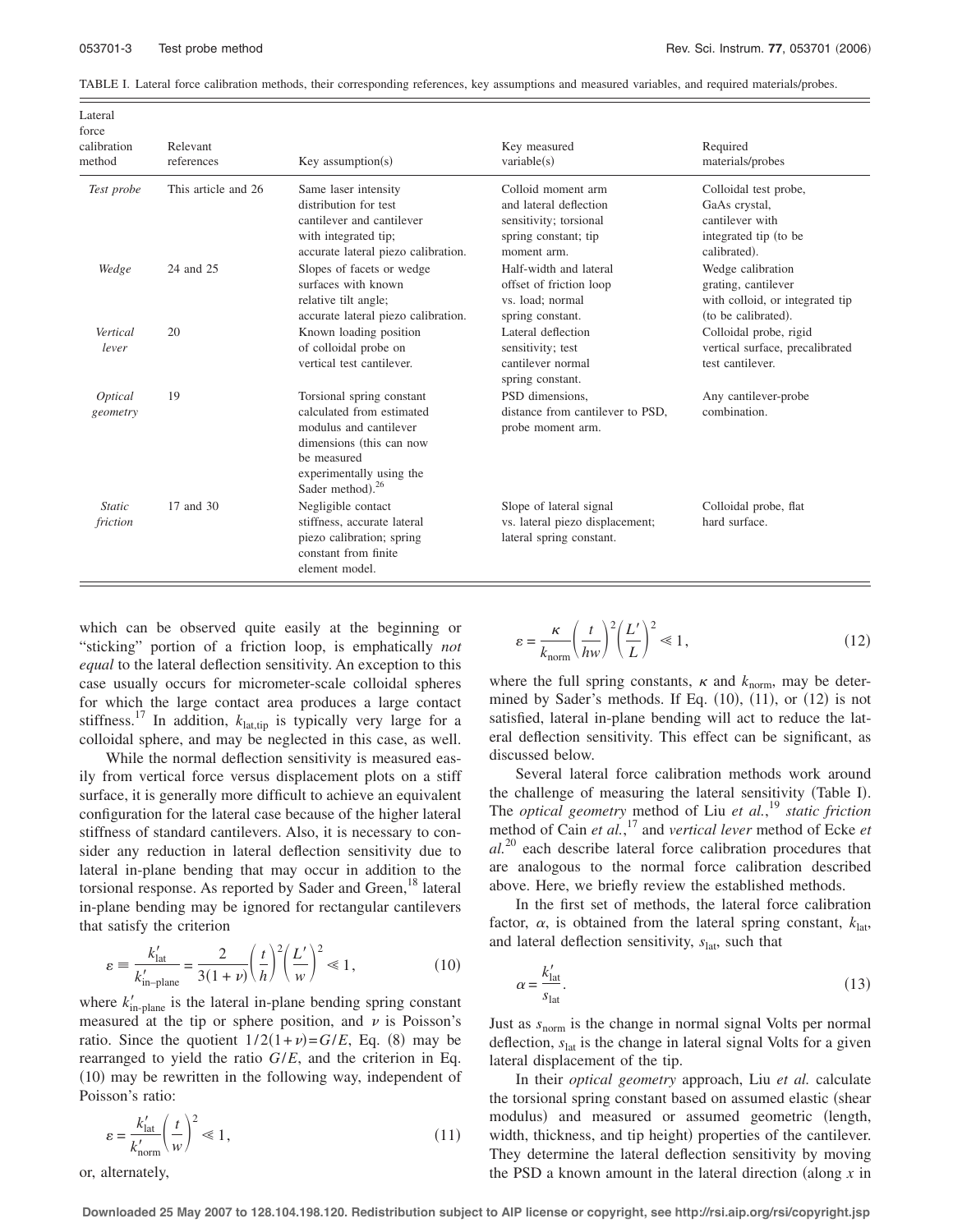TABLE I. Lateral force calibration methods, their corresponding references, key assumptions and measured variables, and required materials/probes.

| Lateral force calibration method | Relevant references | Key assumption(s) | Key measured variable(s) | Required materials/probes |
|---|---|---|---|---|
| *Test probe* | This article and 26 | Same laser intensity distribution for test cantilever and cantilever with integrated tip; accurate lateral piezo calibration. | Colloid moment arm and lateral deflection sensitivity; torsional spring constant; tip moment arm. | Colloidal test probe, GaAs crystal, cantilever with integrated tip (to be calibrated). |
| *Wedge* | 24 and 25 | Slopes of facets or wedge surfaces with known relative tilt angle; accurate lateral piezo calibration. | Half-width and lateral offset of friction loop vs. load; normal spring constant. | Wedge calibration grating, cantilever with colloid, or integrated tip (to be calibrated). |
| *Vertical lever* | 20 | Known loading position of colloidal probe on vertical test cantilever. | Lateral deflection sensitivity; test cantilever normal spring constant. | Colloidal probe, rigid vertical surface, precalibrated test cantilever. |
| *Optical geometry* | 19 | Torsional spring constant calculated from estimated modulus and cantilever dimensions (this can now be measured experimentally using the Sader method).[26] | PSD dimensions, distance from cantilever to PSD, probe moment arm. | Any cantilever-probe combination. |
| *Static friction* | 17 and 30 | Negligible contact stiffness, accurate lateral piezo calibration; spring constant from finite element model. | Slope of lateral signal vs. lateral piezo displacement; lateral spring constant. | Colloidal probe, flat hard surface. |

which can be observed quite easily at the beginning or "sticking" portion of a friction loop, is emphatically *not equal* to the lateral deflection sensitivity. An exception to this case usually occurs for micrometer-scale colloidal spheres for which the large contact area produces a large contact stiffness.[17] In addition, $k_{\mathrm{lat,tip}}$ is typically very large for a colloidal sphere, and may be neglected in this case, as well.

While the normal deflection sensitivity is measured easily from vertical force versus displacement plots on a stiff surface, it is generally more difficult to achieve an equivalent configuration for the lateral case because of the higher lateral stiffness of standard cantilevers. Also, it is necessary to consider any reduction in lateral deflection sensitivity due to lateral in-plane bending that may occur in addition to the torsional response. As reported by Sader and Green,[18] lateral in-plane bending may be ignored for rectangular cantilevers that satisfy the criterion

$$\varepsilon \equiv \frac{k'_{\mathrm{lat}}}{k'_{\mathrm{in\text{-}plane}}} = \frac{2}{3(1+\nu)}\left(\frac{t}{h}\right)^2\left(\frac{L'}{w}\right)^2 \ll 1, \tag{10}$$

where $k'_{\mathrm{in\text{-}plane}}$ is the lateral in-plane bending spring constant measured at the tip or sphere position, and $\nu$ is Poisson's ratio. Since the quotient $1/2(1+\nu)=G/E$, Eq. (8) may be rearranged to yield the ratio $G/E$, and the criterion in Eq. (10) may be rewritten in the following way, independent of Poisson's ratio:

$$\varepsilon = \frac{k'_{\mathrm{lat}}}{k'_{\mathrm{norm}}}\left(\frac{t}{w}\right)^2 \ll 1, \tag{11}$$

or, alternately,

$$\varepsilon = \frac{\kappa}{k_{\mathrm{norm}}}\left(\frac{t}{hw}\right)^2\left(\frac{L'}{L}\right)^2 \ll 1, \tag{12}$$

where the full spring constants, $\kappa$ and $k_{\mathrm{norm}}$, may be determined by Sader's methods. If Eq. (10), (11), or (12) is not satisfied, lateral in-plane bending will act to reduce the lateral deflection sensitivity. This effect can be significant, as discussed below.

Several lateral force calibration methods work around the challenge of measuring the lateral sensitivity (Table I). The *optical geometry* method of Liu *et al.*,[19] *static friction* method of Cain *et al.*,[17] and *vertical lever* method of Ecke *et al.*[20] each describe lateral force calibration procedures that are analogous to the normal force calibration described above. Here, we briefly review the established methods.

In the first set of methods, the lateral force calibration factor, $\alpha$, is obtained from the lateral spring constant, $k_{\mathrm{lat}}$, and lateral deflection sensitivity, $s_{\mathrm{lat}}$, such that

$$\alpha = \frac{k'_{\mathrm{lat}}}{s_{\mathrm{lat}}}. \tag{13}$$

Just as $s_{\mathrm{norm}}$ is the change in normal signal Volts per normal deflection, $s_{\mathrm{lat}}$ is the change in lateral signal Volts for a given lateral displacement of the tip.

In their *optical geometry* approach, Liu *et al.* calculate the torsional spring constant based on assumed elastic (shear modulus) and measured or assumed geometric (length, width, thickness, and tip height) properties of the cantilever. They determine the lateral deflection sensitivity by moving the PSD a known amount in the lateral direction (along $x$ in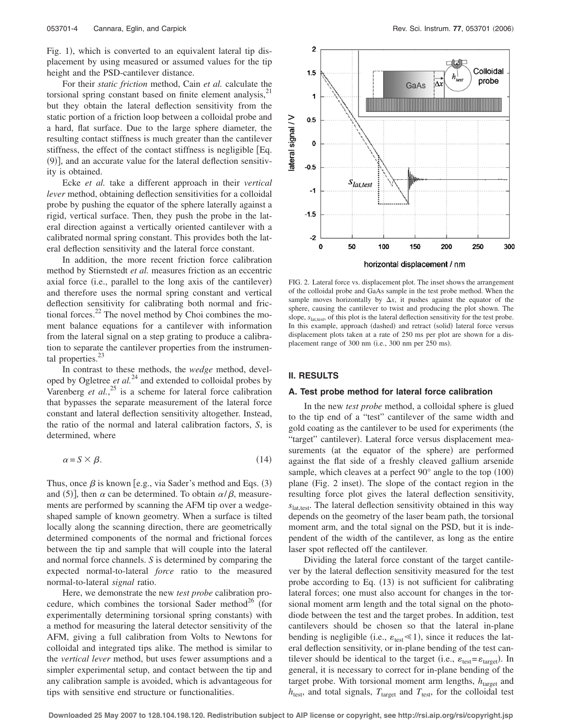Fig. 1), which is converted to an equivalent lateral tip displacement by using measured or assumed values for the tip height and the PSD-cantilever distance.

For their *static friction* method, Cain *et al.* calculate the torsional spring constant based on finite element analysis,[21] but they obtain the lateral deflection sensitivity from the static portion of a friction loop between a colloidal probe and a hard, flat surface. Due to the large sphere diameter, the resulting contact stiffness is much greater than the cantilever stiffness, the effect of the contact stiffness is negligible [Eq. (9)], and an accurate value for the lateral deflection sensitivity is obtained.

Ecke *et al.* take a different approach in their *vertical lever* method, obtaining deflection sensitivities for a colloidal probe by pushing the equator of the sphere laterally against a rigid, vertical surface. Then, they push the probe in the lateral direction against a vertically oriented cantilever with a calibrated normal spring constant. This provides both the lateral deflection sensitivity and the lateral force constant.

In addition, the more recent friction force calibration method by Stiernstedt *et al.* measures friction as an eccentric axial force (i.e., parallel to the long axis of the cantilever) and therefore uses the normal spring constant and vertical deflection sensitivity for calibrating both normal and frictional forces.[22] The novel method by Choi combines the moment balance equations for a cantilever with information from the lateral signal on a step grating to produce a calibration to separate the cantilever properties from the instrumental properties.[23]

In contrast to these methods, the *wedge* method, developed by Ogletree *et al.*[24] and extended to colloidal probes by Varenberg *et al.*,[25] is a scheme for lateral force calibration that bypasses the separate measurement of the lateral force constant and lateral deflection sensitivity altogether. Instead, the ratio of the normal and lateral calibration factors, $S$, is determined, where

$$\alpha = S \times \beta. \tag{14}$$

Thus, once $\beta$ is known [e.g., via Sader's method and Eqs. (3) and (5)], then $\alpha$ can be determined. To obtain $\alpha/\beta$, measurements are performed by scanning the AFM tip over a wedge-shaped sample of known geometry. When a surface is tilted locally along the scanning direction, there are geometrically determined components of the normal and frictional forces between the tip and sample that will couple into the lateral and normal force channels. $S$ is determined by comparing the expected normal-to-lateral *force* ratio to the measured normal-to-lateral *signal* ratio.

Here, we demonstrate the new *test probe* calibration procedure, which combines the torsional Sader method[26] (for experimentally determining torsional spring constants) with a method for measuring the lateral detector sensitivity of the AFM, giving a full calibration from Volts to Newtons for colloidal and integrated tips alike. The method is similar to the *vertical lever* method, but uses fewer assumptions and a simpler experimental setup, and contact between the tip and any calibration sample is avoided, which is advantageous for tips with sensitive end structure or functionalities.

FIG. 2. Lateral force vs. displacement plot. The inset shows the arrangement of the colloidal probe and GaAs sample in the test probe method. When the sample moves horizontally by $\Delta x$, it pushes against the equator of the sphere, causing the cantilever to twist and producing the plot shown. The slope, $s_{lat,test}$, of this plot is the lateral deflection sensitivity for the test probe. In this example, approach (dashed) and retract (solid) lateral force versus displacement plots taken at a rate of 250 ms per plot are shown for a displacement range of 300 nm (i.e., 300 nm per 250 ms).

## II. RESULTS

### A. Test probe method for lateral force calibration

In the new *test probe* method, a colloidal sphere is glued to the tip end of a "test" cantilever of the same width and gold coating as the cantilever to be used for experiments (the "target" cantilever). Lateral force versus displacement measurements (at the equator of the sphere) are performed against the flat side of a freshly cleaved gallium arsenide sample, which cleaves at a perfect 90° angle to the top (100) plane (Fig. 2 inset). The slope of the contact region in the resulting force plot gives the lateral deflection sensitivity, $s_{lat,test}$. The lateral deflection sensitivity obtained in this way depends on the geometry of the laser beam path, the torsional moment arm, and the total signal on the PSD, but it is independent of the width of the cantilever, as long as the entire laser spot reflected off the cantilever.

Dividing the lateral force constant of the target cantilever by the lateral deflection sensitivity measured for the test probe according to Eq. (13) is not sufficient for calibrating lateral forces; one must also account for changes in the torsional moment arm length and the total signal on the photodiode between the test and the target probes. In addition, test cantilevers should be chosen so that the lateral in-plane bending is negligible (i.e., $\varepsilon_{test} \ll 1$), since it reduces the lateral deflection sensitivity, or in-plane bending of the test cantilever should be identical to the target (i.e., $\varepsilon_{test} = \varepsilon_{target}$). In general, it is necessary to correct for in-plane bending of the target probe. With torsional moment arm lengths, $h_{target}$ and $h_{test}$, and total signals, $T_{target}$ and $T_{test}$, for the colloidal test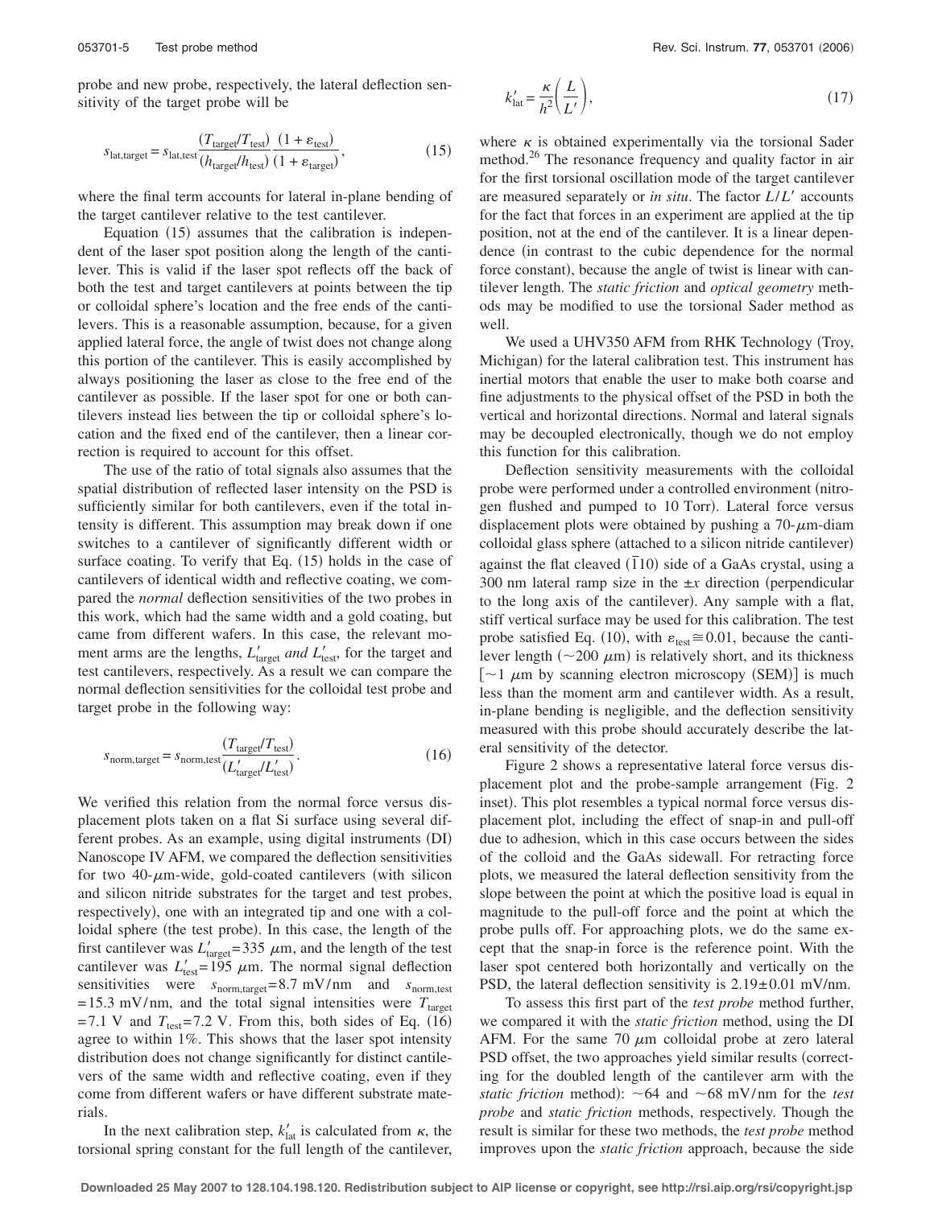probe and new probe, respectively, the lateral deflection sensitivity of the target probe will be

$$s_{\mathrm{lat,target}} = s_{\mathrm{lat,test}} \frac{(T_{\mathrm{target}}/T_{\mathrm{test}})}{(h_{\mathrm{target}}/h_{\mathrm{test}})} \frac{(1+\varepsilon_{\mathrm{test}})}{(1+\varepsilon_{\mathrm{target}})}, \tag{15}$$

where the final term accounts for lateral in-plane bending of the target cantilever relative to the test cantilever.

Equation (15) assumes that the calibration is independent of the laser spot position along the length of the cantilever. This is valid if the laser spot reflects off the back of both the test and target cantilevers at points between the tip or colloidal sphere's location and the free ends of the cantilevers. This is a reasonable assumption, because, for a given applied lateral force, the angle of twist does not change along this portion of the cantilever. This is easily accomplished by always positioning the laser as close to the free end of the cantilever as possible. If the laser spot for one or both cantilevers instead lies between the tip or colloidal sphere's location and the fixed end of the cantilever, then a linear correction is required to account for this offset.

The use of the ratio of total signals also assumes that the spatial distribution of reflected laser intensity on the PSD is sufficiently similar for both cantilevers, even if the total intensity is different. This assumption may break down if one switches to a cantilever of significantly different width or surface coating. To verify that Eq. (15) holds in the case of cantilevers of identical width and reflective coating, we compared the *normal* deflection sensitivities of the two probes in this work, which had the same width and a gold coating, but came from different wafers. In this case, the relevant moment arms are the lengths, $L'_{\mathrm{target}}$ *and* $L'_{\mathrm{test}}$, for the target and test cantilevers, respectively. As a result we can compare the normal deflection sensitivities for the colloidal test probe and target probe in the following way:

$$s_{\mathrm{norm,target}} = s_{\mathrm{norm,test}} \frac{(T_{\mathrm{target}}/T_{\mathrm{test}})}{(L'_{\mathrm{target}}/L'_{\mathrm{test}})}. \tag{16}$$

We verified this relation from the normal force versus displacement plots taken on a flat Si surface using several different probes. As an example, using digital instruments (DI) Nanoscope IV AFM, we compared the deflection sensitivities for two 40-$\mu$m-wide, gold-coated cantilevers (with silicon and silicon nitride substrates for the target and test probes, respectively), one with an integrated tip and one with a colloidal sphere (the test probe). In this case, the length of the first cantilever was $L'_{\mathrm{target}} = 335$ $\mu$m, and the length of the test cantilever was $L'_{\mathrm{test}} = 195$ $\mu$m. The normal signal deflection sensitivities were $s_{\mathrm{norm,target}} = 8.7$ mV/nm and $s_{\mathrm{norm,test}} = 15.3$ mV/nm, and the total signal intensities were $T_{\mathrm{target}} = 7.1$ V and $T_{\mathrm{test}} = 7.2$ V. From this, both sides of Eq. (16) agree to within 1%. This shows that the laser spot intensity distribution does not change significantly for distinct cantilevers of the same width and reflective coating, even if they come from different wafers or have different substrate materials.

In the next calibration step, $k'_{\mathrm{lat}}$ is calculated from $\kappa$, the torsional spring constant for the full length of the cantilever,

$$k'_{\mathrm{lat}} = \frac{\kappa}{h^2}\left(\frac{L}{L'}\right), \tag{17}$$

where $\kappa$ is obtained experimentally via the torsional Sader method.[26] The resonance frequency and quality factor in air for the first torsional oscillation mode of the target cantilever are measured separately or *in situ*. The factor $L/L'$ accounts for the fact that forces in an experiment are applied at the tip position, not at the end of the cantilever. It is a linear dependence (in contrast to the cubic dependence for the normal force constant), because the angle of twist is linear with cantilever length. The *static friction* and *optical geometry* methods may be modified to use the torsional Sader method as well.

We used a UHV350 AFM from RHK Technology (Troy, Michigan) for the lateral calibration test. This instrument has inertial motors that enable the user to make both coarse and fine adjustments to the physical offset of the PSD in both the vertical and horizontal directions. Normal and lateral signals may be decoupled electronically, though we do not employ this function for this calibration.

Deflection sensitivity measurements with the colloidal probe were performed under a controlled environment (nitrogen flushed and pumped to 10 Torr). Lateral force versus displacement plots were obtained by pushing a 70-$\mu$m-diam colloidal glass sphere (attached to a silicon nitride cantilever) against the flat cleaved $(\bar{1}10)$ side of a GaAs crystal, using a 300 nm lateral ramp size in the $\pm x$ direction (perpendicular to the long axis of the cantilever). Any sample with a flat, stiff vertical surface may be used for this calibration. The test probe satisfied Eq. (10), with $\varepsilon_{\mathrm{test}} \cong 0.01$, because the cantilever length ($\sim 200$ $\mu$m) is relatively short, and its thickness [$\sim 1$ $\mu$m by scanning electron microscopy (SEM)] is much less than the moment arm and cantilever width. As a result, in-plane bending is negligible, and the deflection sensitivity measured with this probe should accurately describe the lateral sensitivity of the detector.

Figure 2 shows a representative lateral force versus displacement plot and the probe-sample arrangement (Fig. 2 inset). This plot resembles a typical normal force versus displacement plot, including the effect of snap-in and pull-off due to adhesion, which in this case occurs between the sides of the colloid and the GaAs sidewall. For retracting force plots, we measured the lateral deflection sensitivity from the slope between the point at which the positive load is equal in magnitude to the pull-off force and the point at which the probe pulls off. For approaching plots, we do the same except that the snap-in force is the reference point. With the laser spot centered both horizontally and vertically on the PSD, the lateral deflection sensitivity is $2.19 \pm 0.01$ mV/nm.

To assess this first part of the *test probe* method further, we compared it with the *static friction* method, using the DI AFM. For the same 70 $\mu$m colloidal probe at zero lateral PSD offset, the two approaches yield similar results (correcting for the doubled length of the cantilever arm with the *static friction* method): $\sim 64$ and $\sim 68$ mV/nm for the *test probe* and *static friction* methods, respectively. Though the result is similar for these two methods, the *test probe* method improves upon the *static friction* approach, because the side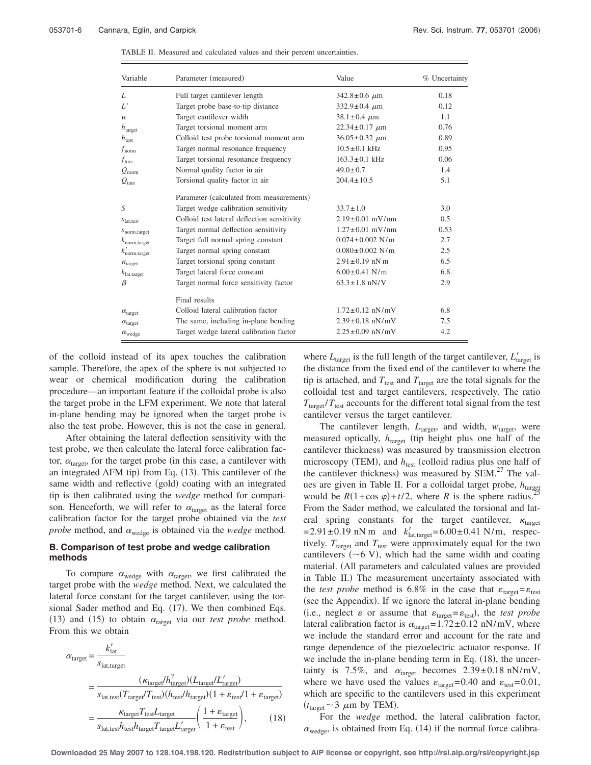TABLE II. Measured and calculated values and their percent uncertainties.

| Variable | Parameter (measured) | Value | % Uncertainty |
| --- | --- | --- | --- |
| $L$ | Full target cantilever length | $342.8\pm0.6$ μm | 0.18 |
| $L'$ | Target probe base-to-tip distance | $332.9\pm0.4$ μm | 0.12 |
| $w$ | Target cantilever width | $38.1\pm0.4$ μm | 1.1 |
| $h_{\text{target}}$ | Target torsional moment arm | $22.34\pm0.17$ μm | 0.76 |
| $h_{\text{test}}$ | Colloid test probe torsional moment arm | $36.05\pm0.32$ μm | 0.89 |
| $f_{\text{norm}}$ | Target normal resonance frequency | $10.5\pm0.1$ kHz | 0.95 |
| $f_{\text{tors}}$ | Target torsional resonance frequency | $163.3\pm0.1$ kHz | 0.06 |
| $Q_{\text{norm}}$ | Normal quality factor in air | $49.0\pm0.7$ | 1.4 |
| $Q_{\text{tors}}$ | Torsional quality factor in air | $204.4\pm10.5$ | 5.1 |
| | Parameter (calculated from measurements) | | |
| $S$ | Target wedge calibration sensitivity | $33.7\pm1.0$ | 3.0 |
| $s_{\text{lat,test}}$ | Colloid test lateral deflection sensitivity | $2.19\pm0.01$ mV/nm | 0.5 |
| $s_{\text{norm,target}}$ | Target normal deflection sensitivity | $1.27\pm0.01$ mV/nm | 0.53 |
| $k_{\text{norm,target}}$ | Target full normal spring constant | $0.074\pm0.002$ N/m | 2.7 |
| $k'_{\text{norm,target}}$ | Target normal spring constant | $0.080\pm0.002$ N/m | 2.5 |
| $\kappa_{\text{target}}$ | Target torsional spring constant | $2.91\pm0.19$ nN m | 6.5 |
| $k_{\text{lat,target}}$ | Target lateral force constant | $6.00\pm0.41$ N/m | 6.8 |
| $\beta$ | Target normal force sensitivity factor | $63.3\pm1.8$ nN/V | 2.9 |
| | Final results | | |
| $\alpha_{\text{target}}$ | Colloid lateral calibration factor | $1.72\pm0.12$ nN/mV | 6.8 |
| $\alpha_{\text{target}}$ | The same, including in-plane bending | $2.39\pm0.18$ nN/mV | 7.5 |
| $\alpha_{\text{wedge}}$ | Target wedge lateral calibration factor | $2.25\pm0.09$ nN/mV | 4.2 |

of the colloid instead of its apex touches the calibration sample. Therefore, the apex of the sphere is not subjected to wear or chemical modification during the calibration procedure—an important feature if the colloidal probe is also the target probe in the LFM experiment. We note that lateral in-plane bending may be ignored when the target probe is also the test probe. However, this is not the case in general.

After obtaining the lateral deflection sensitivity with the test probe, we then calculate the lateral force calibration factor, $\alpha_{\text{target}}$, for the target probe (in this case, a cantilever with an integrated AFM tip) from Eq. (13). This cantilever of the same width and reflective (gold) coating with an integrated tip is then calibrated using the *wedge* method for comparison. Henceforth, we will refer to $\alpha_{\text{target}}$ as the lateral force calibration factor for the target probe obtained via the *test probe* method, and $\alpha_{\text{wedge}}$ is obtained via the *wedge* method.

### B. Comparison of test probe and wedge calibration methods

To compare $\alpha_{\text{wedge}}$ with $\alpha_{\text{target}}$, we first calibrated the target probe with the *wedge* method. Next, we calculated the lateral force constant for the target cantilever, using the torsional Sader method and Eq. (17). We then combined Eqs. (13) and (15) to obtain $\alpha_{\text{target}}$ via our *test probe* method. From this we obtain

$$\alpha_{\text{target}} = \frac{k'_{\text{lat}}}{s_{\text{lat,target}}} = \frac{(\kappa_{\text{target}}/h^2_{\text{target}})(L_{\text{target}}/L'_{\text{target}})}{s_{\text{lat,test}}(T_{\text{target}}/T_{\text{test}})(h_{\text{test}}/h_{\text{target}})(1+\varepsilon_{\text{test}}/1+\varepsilon_{\text{target}})} = \frac{\kappa_{\text{target}}T_{\text{test}}L_{\text{target}}}{s_{\text{lat,test}}h_{\text{test}}h_{\text{target}}T_{\text{target}}L'_{\text{target}}}\left(\frac{1+\varepsilon_{\text{target}}}{1+\varepsilon_{\text{test}}}\right), \quad (18)$$

where $L_{\text{target}}$ is the full length of the target cantilever, $L'_{\text{target}}$ is the distance from the fixed end of the cantilever to where the tip is attached, and $T_{\text{test}}$ and $T_{\text{target}}$ are the total signals for the colloidal test and target cantilevers, respectively. The ratio $T_{\text{target}}/T_{\text{test}}$ accounts for the different total signal from the test cantilever versus the target cantilever.

The cantilever length, $L_{\text{target}}$, and width, $w_{\text{target}}$, were measured optically, $h_{\text{target}}$ (tip height plus one half of the cantilever thickness) was measured by transmission electron microscopy (TEM), and $h_{\text{test}}$ (colloid radius plus one half of the cantilever thickness) was measured by SEM.[27] The values are given in Table II. For a colloidal target probe, $h_{\text{target}}$ would be $R(1+\cos\varphi)+t/2$, where $R$ is the sphere radius.[25] From the Sader method, we calculated the torsional and lateral spring constants for the target cantilever, $\kappa_{\text{target}}=2.91\pm0.19$ nN m and $k'_{\text{lat,target}}=6.00\pm0.41$ N/m, respectively. $T_{\text{target}}$ and $T_{\text{test}}$ were approximately equal for the two cantilevers (~6 V), which had the same width and coating material. (All parameters and calculated values are provided in Table II.) The measurement uncertainty associated with the *test probe* method is 6.8% in the case that $\varepsilon_{\text{target}}=\varepsilon_{\text{test}}$ (see the Appendix). If we ignore the lateral in-plane bending (i.e., neglect $\varepsilon$ or assume that $\varepsilon_{\text{target}}=\varepsilon_{\text{test}}$), the *test probe* lateral calibration factor is $\alpha_{\text{target}}=1.72\pm0.12$ nN/mV, where we include the standard error and account for the rate and range dependence of the piezoelectric actuator response. If we include the in-plane bending term in Eq. (18), the uncertainty is 7.5%, and $\alpha_{\text{target}}$ becomes $2.39\pm0.18$ nN/mV, where we have used the values $\varepsilon_{\text{target}}=0.40$ and $\varepsilon_{\text{test}}=0.01$, which are specific to the cantilevers used in this experiment ($t_{\text{target}}\sim3$ μm by TEM).

For the *wedge* method, the lateral calibration factor, $\alpha_{\text{wedge}}$, is obtained from Eq. (14) if the normal force calibra-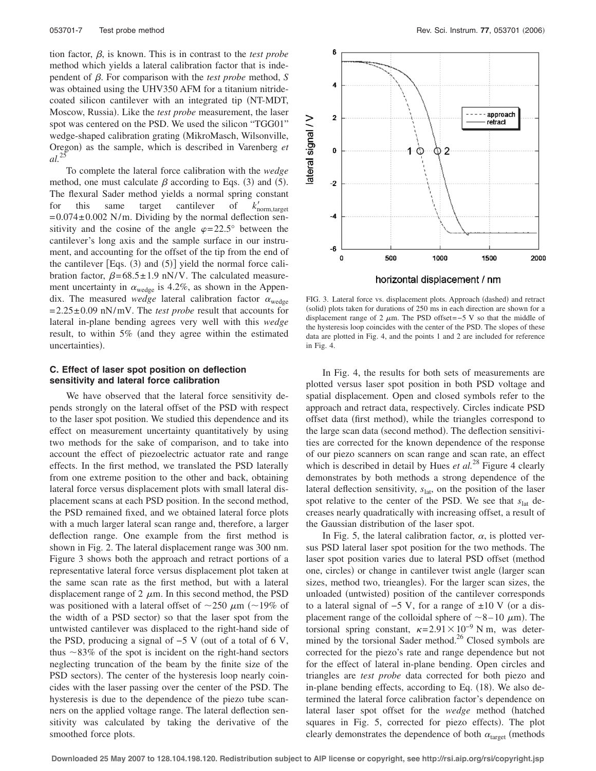tion factor, $\beta$, is known. This is in contrast to the *test probe* method which yields a lateral calibration factor that is independent of $\beta$. For comparison with the *test probe* method, $S$ was obtained using the UHV350 AFM for a titanium nitride-coated silicon cantilever with an integrated tip (NT-MDT, Moscow, Russia). Like the *test probe* measurement, the laser spot was centered on the PSD. We used the silicon "TGG01" wedge-shaped calibration grating (MikroMasch, Wilsonville, Oregon) as the sample, which is described in Varenberg *et al.*[25]

To complete the lateral force calibration with the *wedge* method, one must calculate $\beta$ according to Eqs. (3) and (5). The flexural Sader method yields a normal spring constant for this same target cantilever of $k'_{\text{norm,target}} = 0.074 \pm 0.002$ N/m. Dividing by the normal deflection sensitivity and the cosine of the angle $\varphi = 22.5°$ between the cantilever's long axis and the sample surface in our instrument, and accounting for the offset of the tip from the end of the cantilever [Eqs. (3) and (5)] yield the normal force calibration factor, $\beta = 68.5 \pm 1.9$ nN/V. The calculated measurement uncertainty in $\alpha_{\text{wedge}}$ is 4.2%, as shown in the Appendix. The measured *wedge* lateral calibration factor $\alpha_{\text{wedge}} = 2.25 \pm 0.09$ nN/mV. The *test probe* result that accounts for lateral in-plane bending agrees very well with this *wedge* result, to within 5% (and they agree within the estimated uncertainties).

### C. Effect of laser spot position on deflection sensitivity and lateral force calibration

We have observed that the lateral force sensitivity depends strongly on the lateral offset of the PSD with respect to the laser spot position. We studied this dependence and its effect on measurement uncertainty quantitatively by using two methods for the sake of comparison, and to take into account the effect of piezoelectric actuator rate and range effects. In the first method, we translated the PSD laterally from one extreme position to the other and back, obtaining lateral force versus displacement plots with small lateral displacement scans at each PSD position. In the second method, the PSD remained fixed, and we obtained lateral force plots with a much larger lateral scan range and, therefore, a larger deflection range. One example from the first method is shown in Fig. 2. The lateral displacement range was 300 nm. Figure 3 shows both the approach and retract portions of a representative lateral force versus displacement plot taken at the same scan rate as the first method, but with a lateral displacement range of 2 $\mu$m. In this second method, the PSD was positioned with a lateral offset of ~250 $\mu$m (~19% of the width of a PSD sector) so that the laser spot from the untwisted cantilever was displaced to the right-hand side of the PSD, producing a signal of −5 V (out of a total of 6 V, thus ~83% of the spot is incident on the right-hand sectors neglecting truncation of the beam by the finite size of the PSD sectors). The center of the hysteresis loop nearly coincides with the laser passing over the center of the PSD. The hysteresis is due to the dependence of the piezo tube scanners on the applied voltage range. The lateral deflection sensitivity was calculated by taking the derivative of the smoothed force plots.

FIG. 3. Lateral force vs. displacement plots. Approach (dashed) and retract (solid) plots taken for durations of 250 ms in each direction are shown for a displacement range of 2 $\mu$m. The PSD offset = −5 V so that the middle of the hysteresis loop coincides with the center of the PSD. The slopes of these data are plotted in Fig. 4, and the points 1 and 2 are included for reference in Fig. 4.

In Fig. 4, the results for both sets of measurements are plotted versus laser spot position in both PSD voltage and spatial displacement. Open and closed symbols refer to the approach and retract data, respectively. Circles indicate PSD offset data (first method), while the triangles correspond to the large scan data (second method). The deflection sensitivities are corrected for the known dependence of the response of our piezo scanners on scan range and scan rate, an effect which is described in detail by Hues *et al.*[28] Figure 4 clearly demonstrates by both methods a strong dependence of the lateral deflection sensitivity, $s_{\text{lat}}$, on the position of the laser spot relative to the center of the PSD. We see that $s_{\text{lat}}$ decreases nearly quadratically with increasing offset, a result of the Gaussian distribution of the laser spot.

In Fig. 5, the lateral calibration factor, $\alpha$, is plotted versus PSD lateral laser spot position for the two methods. The laser spot position varies due to lateral PSD offset (method one, circles) or change in cantilever twist angle (larger scan sizes, method two, trieangles). For the larger scan sizes, the unloaded (untwisted) position of the cantilever corresponds to a lateral signal of −5 V, for a range of ±10 V (or a displacement range of the colloidal sphere of ~8–10 $\mu$m). The torsional spring constant, $\kappa = 2.91 \times 10^{-9}$ N m, was determined by the torsional Sader method.[26] Closed symbols are corrected for the piezo's rate and range dependence but not for the effect of lateral in-plane bending. Open circles and triangles are *test probe* data corrected for both piezo and in-plane bending effects, according to Eq. (18). We also determined the lateral force calibration factor's dependence on lateral laser spot offset for the *wedge* method (hatched squares in Fig. 5, corrected for piezo effects). The plot clearly demonstrates the dependence of both $\alpha_{\text{target}}$ (methods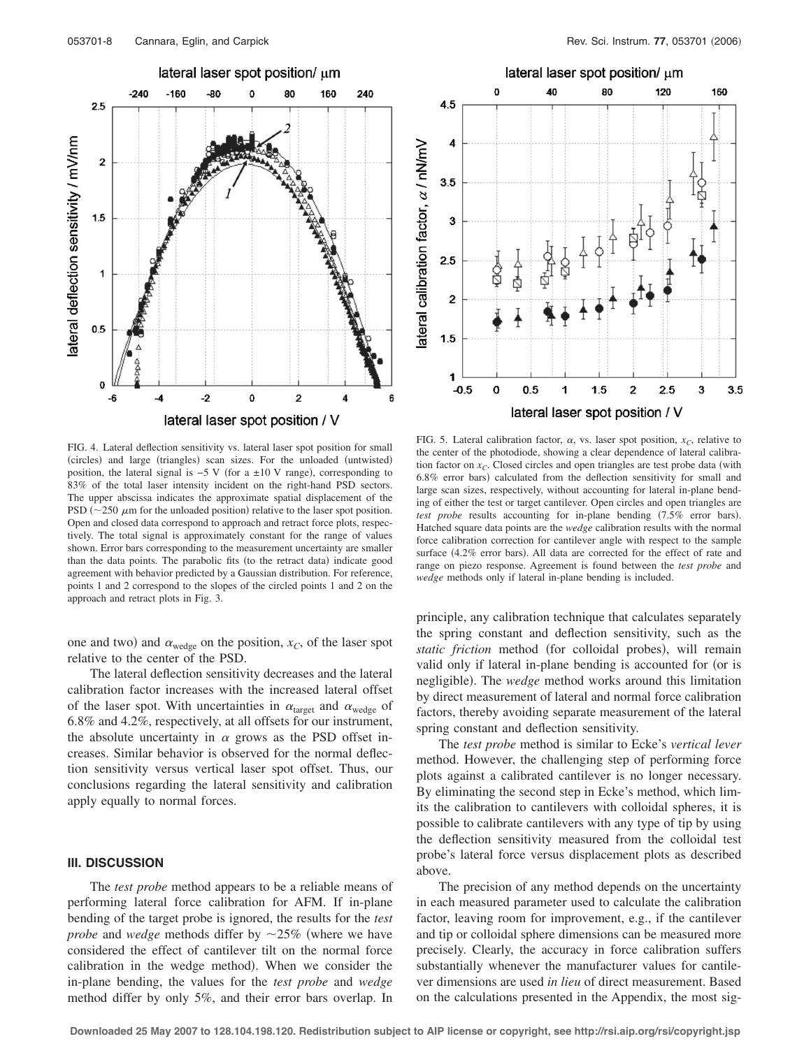FIG. 4. Lateral deflection sensitivity vs. lateral laser spot position for small (circles) and large (triangles) scan sizes. For the unloaded (untwisted) position, the lateral signal is −5 V (for a ±10 V range), corresponding to 83% of the total laser intensity incident on the right-hand PSD sectors. The upper abscissa indicates the approximate spatial displacement of the PSD (~250 μm for the unloaded position) relative to the laser spot position. Open and closed data correspond to approach and retract force plots, respectively. The total signal is approximately constant for the range of values shown. Error bars corresponding to the measurement uncertainty are smaller than the data points. The parabolic fits (to the retract data) indicate good agreement with behavior predicted by a Gaussian distribution. For reference, points 1 and 2 correspond to the slopes of the circled points 1 and 2 on the approach and retract plots in Fig. 3.

FIG. 5. Lateral calibration factor, $\alpha$, vs. laser spot position, $x_C$, relative to the center of the photodiode, showing a clear dependence of lateral calibration factor on $x_C$. Closed circles and open triangles are test probe data (with 6.8% error bars) calculated from the deflection sensitivity for small and large scan sizes, respectively, without accounting for lateral in-plane bending of either the test or target cantilever. Open circles and open triangles are *test probe* results accounting for in-plane bending (7.5% error bars). Hatched square data points are the *wedge* calibration results with the normal force calibration correction for cantilever angle with respect to the sample surface (4.2% error bars). All data are corrected for the effect of rate and range on piezo response. Agreement is found between the *test probe* and *wedge* methods only if lateral in-plane bending is included.

one and two) and $\alpha_{\text{wedge}}$ on the position, $x_C$, of the laser spot relative to the center of the PSD.

The lateral deflection sensitivity decreases and the lateral calibration factor increases with the increased lateral offset of the laser spot. With uncertainties in $\alpha_{\text{target}}$ and $\alpha_{\text{wedge}}$ of 6.8% and 4.2%, respectively, at all offsets for our instrument, the absolute uncertainty in $\alpha$ grows as the PSD offset increases. Similar behavior is observed for the normal deflection sensitivity versus vertical laser spot offset. Thus, our conclusions regarding the lateral sensitivity and calibration apply equally to normal forces.

## III. DISCUSSION

The *test probe* method appears to be a reliable means of performing lateral force calibration for AFM. If in-plane bending of the target probe is ignored, the results for the *test probe* and *wedge* methods differ by ~25% (where we have considered the effect of cantilever tilt on the normal force calibration in the wedge method). When we consider the in-plane bending, the values for the *test probe* and *wedge* method differ by only 5%, and their error bars overlap. In principle, any calibration technique that calculates separately the spring constant and deflection sensitivity, such as the *static friction* method (for colloidal probes), will remain valid only if lateral in-plane bending is accounted for (or is negligible). The *wedge* method works around this limitation by direct measurement of lateral and normal force calibration factors, thereby avoiding separate measurement of the lateral spring constant and deflection sensitivity.

The *test probe* method is similar to Ecke's *vertical lever* method. However, the challenging step of performing force plots against a calibrated cantilever is no longer necessary. By eliminating the second step in Ecke's method, which limits the calibration to cantilevers with colloidal spheres, it is possible to calibrate cantilevers with any type of tip by using the deflection sensitivity measured from the colloidal test probe's lateral force versus displacement plots as described above.

The precision of any method depends on the uncertainty in each measured parameter used to calculate the calibration factor, leaving room for improvement, e.g., if the cantilever and tip or colloidal sphere dimensions can be measured more precisely. Clearly, the accuracy in force calibration suffers substantially whenever the manufacturer values for cantilever dimensions are used *in lieu* of direct measurement. Based on the calculations presented in the Appendix, the most sig-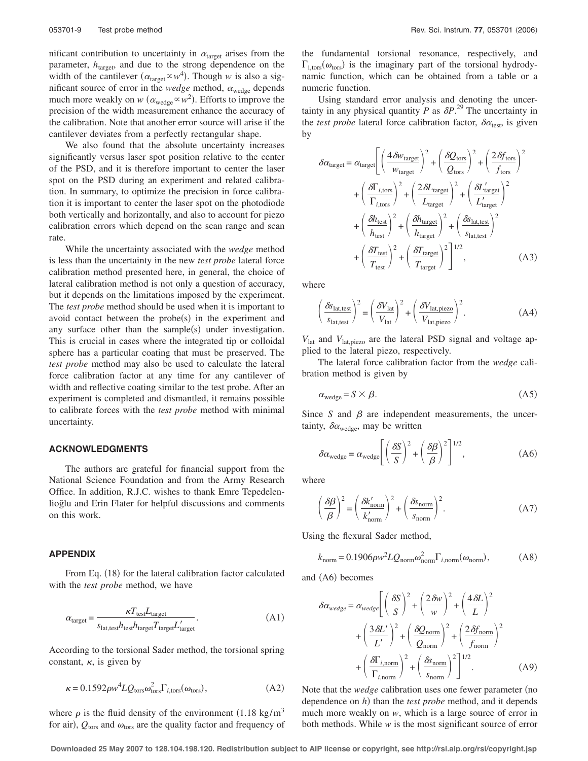nificant contribution to uncertainty in $\alpha_{\text{target}}$ arises from the parameter, $h_{\text{target}}$, and due to the strong dependence on the width of the cantilever ($\alpha_{\text{target}} \propto w^4$). Though $w$ is also a significant source of error in the *wedge* method, $\alpha_{\text{wedge}}$ depends much more weakly on $w$ ($\alpha_{\text{wedge}} \propto w^2$). Efforts to improve the precision of the width measurement enhance the accuracy of the calibration. Note that another error source will arise if the cantilever deviates from a perfectly rectangular shape.

We also found that the absolute uncertainty increases significantly versus laser spot position relative to the center of the PSD, and it is therefore important to center the laser spot on the PSD during an experiment and related calibration. In summary, to optimize the precision in force calibration it is important to center the laser spot on the photodiode both vertically and horizontally, and also to account for piezo calibration errors which depend on the scan range and scan rate.

While the uncertainty associated with the *wedge* method is less than the uncertainty in the new *test probe* lateral force calibration method presented here, in general, the choice of lateral calibration method is not only a question of accuracy, but it depends on the limitations imposed by the experiment. The *test probe* method should be used when it is important to avoid contact between the probe(s) in the experiment and any surface other than the sample(s) under investigation. This is crucial in cases where the integrated tip or colloidal sphere has a particular coating that must be preserved. The *test probe* method may also be used to calculate the lateral force calibration factor at any time for any cantilever of width and reflective coating similar to the test probe. After an experiment is completed and dismantled, it remains possible to calibrate forces with the *test probe* method with minimal uncertainty.

## ACKNOWLEDGMENTS

The authors are grateful for financial support from the National Science Foundation and from the Army Research Office. In addition, R.J.C. wishes to thank Emre Tepedelenlioğlu and Erin Flater for helpful discussions and comments on this work.

## APPENDIX

From Eq. (18) for the lateral calibration factor calculated with the *test probe* method, we have

$$\alpha_{\text{target}} = \frac{\kappa T_{\text{test}} L_{\text{target}}}{s_{\text{lat,test}} h_{\text{test}} h_{\text{target}} T_{\text{target}} L'_{\text{target}}}. \tag{A1}$$

According to the torsional Sader method, the torsional spring constant, $\kappa$, is given by

$$\kappa = 0.1592 \rho w^4 L Q_{\text{tors}} \omega_{\text{tors}}^2 \Gamma_{i,\text{tors}}(\omega_{\text{tors}}), \tag{A2}$$

where $\rho$ is the fluid density of the environment ($1.18\ \text{kg/m}^3$ for air), $Q_{\text{tors}}$ and $\omega_{\text{tors}}$ are the quality factor and frequency of the fundamental torsional resonance, respectively, and $\Gamma_{\text{i,tors}}(\omega_{\text{tors}})$ is the imaginary part of the torsional hydrodynamic function, which can be obtained from a table or a numeric function.

Using standard error analysis and denoting the uncertainty in any physical quantity $P$ as $\delta P$.[29] The uncertainty in the *test probe* lateral force calibration factor, $\delta\alpha_{\text{test}}$, is given by

$$\begin{aligned}
\delta\alpha_{\text{target}} = \alpha_{\text{target}} \Bigg[ & \left(\frac{4\delta w_{\text{target}}}{w_{\text{target}}}\right)^2 + \left(\frac{\delta Q_{\text{tors}}}{Q_{\text{tors}}}\right)^2 + \left(\frac{2\delta f_{\text{tors}}}{f_{\text{tors}}}\right)^2 \\
& + \left(\frac{\delta \Gamma_{i,\text{tors}}}{\Gamma_{i,\text{tors}}}\right)^2 + \left(\frac{2\delta L_{\text{target}}}{L_{\text{target}}}\right)^2 + \left(\frac{\delta L'_{\text{target}}}{L'_{\text{target}}}\right)^2 \\
& + \left(\frac{\delta h_{\text{test}}}{h_{\text{test}}}\right)^2 + \left(\frac{\delta h_{\text{target}}}{h_{\text{target}}}\right)^2 + \left(\frac{\delta s_{\text{lat,test}}}{s_{\text{lat,test}}}\right)^2 \\
& + \left(\frac{\delta T_{\text{test}}}{T_{\text{test}}}\right)^2 + \left(\frac{\delta T_{\text{target}}}{T_{\text{target}}}\right)^2 \Bigg]^{1/2},
\end{aligned} \tag{A3}$$

where

$$\left(\frac{\delta s_{\text{lat,test}}}{s_{\text{lat,test}}}\right)^2 = \left(\frac{\delta V_{\text{lat}}}{V_{\text{lat}}}\right)^2 + \left(\frac{\delta V_{\text{lat,piezo}}}{V_{\text{lat,piezo}}}\right)^2. \tag{A4}$$

$V_{\text{lat}}$ and $V_{\text{lat,piezo}}$ are the lateral PSD signal and voltage applied to the lateral piezo, respectively.

The lateral force calibration factor from the *wedge* calibration method is given by

$$\alpha_{\text{wedge}} = S \times \beta. \tag{A5}$$

Since $S$ and $\beta$ are independent measurements, the uncertainty, $\delta\alpha_{\text{wedge}}$, may be written

$$\delta\alpha_{\text{wedge}} = \alpha_{\text{wedge}} \left[ \left(\frac{\delta S}{S}\right)^2 + \left(\frac{\delta \beta}{\beta}\right)^2 \right]^{1/2}, \tag{A6}$$

where

$$\left(\frac{\delta\beta}{\beta}\right)^2 = \left(\frac{\delta k'_{\text{norm}}}{k'_{\text{norm}}}\right)^2 + \left(\frac{\delta s_{\text{norm}}}{s_{\text{norm}}}\right)^2. \tag{A7}$$

Using the flexural Sader method,

$$k_{\text{norm}} = 0.1906 \rho w^2 L Q_{\text{norm}} \omega_{\text{norm}}^2 \Gamma_{i,\text{norm}}(\omega_{\text{norm}}), \tag{A8}$$

and (A6) becomes

$$\begin{aligned}
\delta\alpha_{wedge} = \alpha_{wedge} \Bigg[ & \left(\frac{\delta S}{S}\right)^2 + \left(\frac{2\delta w}{w}\right)^2 + \left(\frac{4\delta L}{L}\right)^2 \\
& + \left(\frac{3\delta L'}{L'}\right)^2 + \left(\frac{\delta Q_{\text{norm}}}{Q_{\text{norm}}}\right)^2 + \left(\frac{2\delta f_{\text{norm}}}{f_{\text{norm}}}\right)^2 \\
& + \left(\frac{\delta \Gamma_{i,\text{norm}}}{\Gamma_{i,\text{norm}}}\right)^2 + \left(\frac{\delta s_{\text{norm}}}{s_{\text{norm}}}\right)^2 \Bigg]^{1/2}.
\end{aligned} \tag{A9}$$

Note that the *wedge* calibration uses one fewer parameter (no dependence on $h$) than the *test probe* method, and it depends much more weakly on $w$, which is a large source of error in both methods. While $w$ is the most significant source of error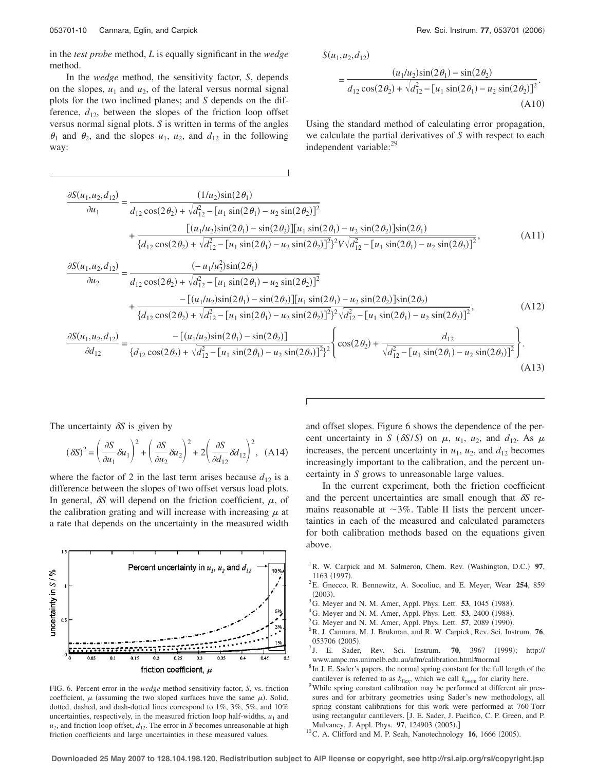in the *test probe* method, $L$ is equally significant in the *wedge* method.

In the *wedge* method, the sensitivity factor, $S$, depends on the slopes, $u_1$ and $u_2$, of the lateral versus normal signal plots for the two inclined planes; and $S$ depends on the difference, $d_{12}$, between the slopes of the friction loop offset versus normal signal plots. $S$ is written in terms of the angles $\theta_1$ and $\theta_2$, and the slopes $u_1$, $u_2$, and $d_{12}$ in the following way:

$$S(u_1,u_2,d_{12}) = \frac{(u_1/u_2)\sin(2\theta_1) - \sin(2\theta_2)}{d_{12}\cos(2\theta_2) + \sqrt{d_{12}^2 - [u_1\sin(2\theta_1) - u_2\sin(2\theta_2)]^2}}. \quad \text{(A10)}$$

Using the standard method of calculating error propagation, we calculate the partial derivatives of $S$ with respect to each independent variable:[29]

$$\frac{\partial S(u_1,u_2,d_{12})}{\partial u_1} = \frac{(1/u_2)\sin(2\theta_1)}{d_{12}\cos(2\theta_2) + \sqrt{d_{12}^2 - [u_1\sin(2\theta_1) - u_2\sin(2\theta_2)]^2}} + \frac{[(u_1/u_2)\sin(2\theta_1) - \sin(2\theta_2)][u_1\sin(2\theta_1) - u_2\sin(2\theta_2)]\sin(2\theta_1)}{\{d_{12}\cos(2\theta_2) + \sqrt{d_{12}^2 - [u_1\sin(2\theta_1) - u_2\sin(2\theta_2)]^2}\}^2 V\sqrt{d_{12}^2 - [u_1\sin(2\theta_1) - u_2\sin(2\theta_2)]^2}}, \quad \text{(A11)}$$

$$\frac{\partial S(u_1,u_2,d_{12})}{\partial u_2} = \frac{(-u_1/u_2^2)\sin(2\theta_1)}{d_{12}\cos(2\theta_2) + \sqrt{d_{12}^2 - [u_1\sin(2\theta_1) - u_2\sin(2\theta_2)]^2}} + \frac{-[(u_1/u_2)\sin(2\theta_1) - \sin(2\theta_2)][u_1\sin(2\theta_1) - u_2\sin(2\theta_2)]\sin(2\theta_2)}{\{d_{12}\cos(2\theta_2) + \sqrt{d_{12}^2 - [u_1\sin(2\theta_1) - u_2\sin(2\theta_2)]^2}\}^2\sqrt{d_{12}^2 - [u_1\sin(2\theta_1) - u_2\sin(2\theta_2)]^2}}, \quad \text{(A12)}$$

$$\frac{\partial S(u_1,u_2,d_{12})}{\partial d_{12}} = \frac{-[(u_1/u_2)\sin(2\theta_1) - \sin(2\theta_2)]}{\{d_{12}\cos(2\theta_2) + \sqrt{d_{12}^2 - [u_1\sin(2\theta_1) - u_2\sin(2\theta_2)]^2}\}^2}\left\{\cos(2\theta_2) + \frac{d_{12}}{\sqrt{d_{12}^2 - [u_1\sin(2\theta_1) - u_2\sin(2\theta_2)]^2}}\right\}. \quad \text{(A13)}$$

The uncertainty $\delta S$ is given by

$$(\delta S)^2 = \left(\frac{\partial S}{\partial u_1}\delta u_1\right)^2 + \left(\frac{\partial S}{\partial u_2}\delta u_2\right)^2 + 2\left(\frac{\partial S}{\partial d_{12}}\delta d_{12}\right)^2, \quad \text{(A14)}$$

where the factor of 2 in the last term arises because $d_{12}$ is a difference between the slopes of two offset versus load plots. In general, $\delta S$ will depend on the friction coefficient, $\mu$, of the calibration grating and will increase with increasing $\mu$ at a rate that depends on the uncertainty in the measured width and offset slopes. Figure 6 shows the dependence of the percent uncertainty in $S$ ($\delta S/S$) on $\mu$, $u_1$, $u_2$, and $d_{12}$. As $\mu$ increases, the percent uncertainty in $u_1$, $u_2$, and $d_{12}$ becomes increasingly important to the calibration, and the percent uncertainty in $S$ grows to unreasonable large values.

FIG. 6. Percent error in the *wedge* method sensitivity factor, $S$, vs. friction coefficient, $\mu$ (assuming the two sloped surfaces have the same $\mu$). Solid, dotted, dashed, and dash-dotted lines correspond to 1%, 3%, 5%, and 10% uncertainties, respectively, in the measured friction loop half-widths, $u_1$ and $u_2$, and friction loop offset, $d_{12}$. The error in $S$ becomes unreasonable at high friction coefficients and large uncertainties in these measured values.

In the current experiment, both the friction coefficient and the percent uncertainties are small enough that $\delta S$ remains reasonable at ~3%. Table II lists the percent uncertainties in each of the measured and calculated parameters for both calibration methods based on the equations given above.

[1] R. W. Carpick and M. Salmeron, Chem. Rev. (Washington, D.C.) **97**, 1163 (1997).
[2] E. Gnecco, R. Bennewitz, A. Socoliuc, and E. Meyer, Wear **254**, 859 (2003).
[3] G. Meyer and N. M. Amer, Appl. Phys. Lett. **53**, 1045 (1988).
[4] G. Meyer and N. M. Amer, Appl. Phys. Lett. **53**, 2400 (1988).
[5] G. Meyer and N. M. Amer, Appl. Phys. Lett. **57**, 2089 (1990).
[6] R. J. Cannara, M. J. Brukman, and R. W. Carpick, Rev. Sci. Instrum. **76**, 053706 (2005).
[7] J. E. Sader, Rev. Sci. Instrum. **70**, 3967 (1999); http://www.ampc.ms.unimelb.edu.au/afm/calibration.html#normal
[8] In J. E. Sader's papers, the normal spring constant for the full length of the cantilever is referred to as $k_{flex}$, which we call $k_{norm}$ for clarity here.
[9] While spring constant calibration may be performed at different air pressures and for arbitrary geometries using Sader's new methodology, all spring constant calibrations for this work were performed at 760 Torr using rectangular cantilevers. [J. E. Sader, J. Pacifico, C. P. Green, and P. Mulvaney, J. Appl. Phys. **97**, 124903 (2005).]
[10] C. A. Clifford and M. P. Seah, Nanotechnology **16**, 1666 (2005).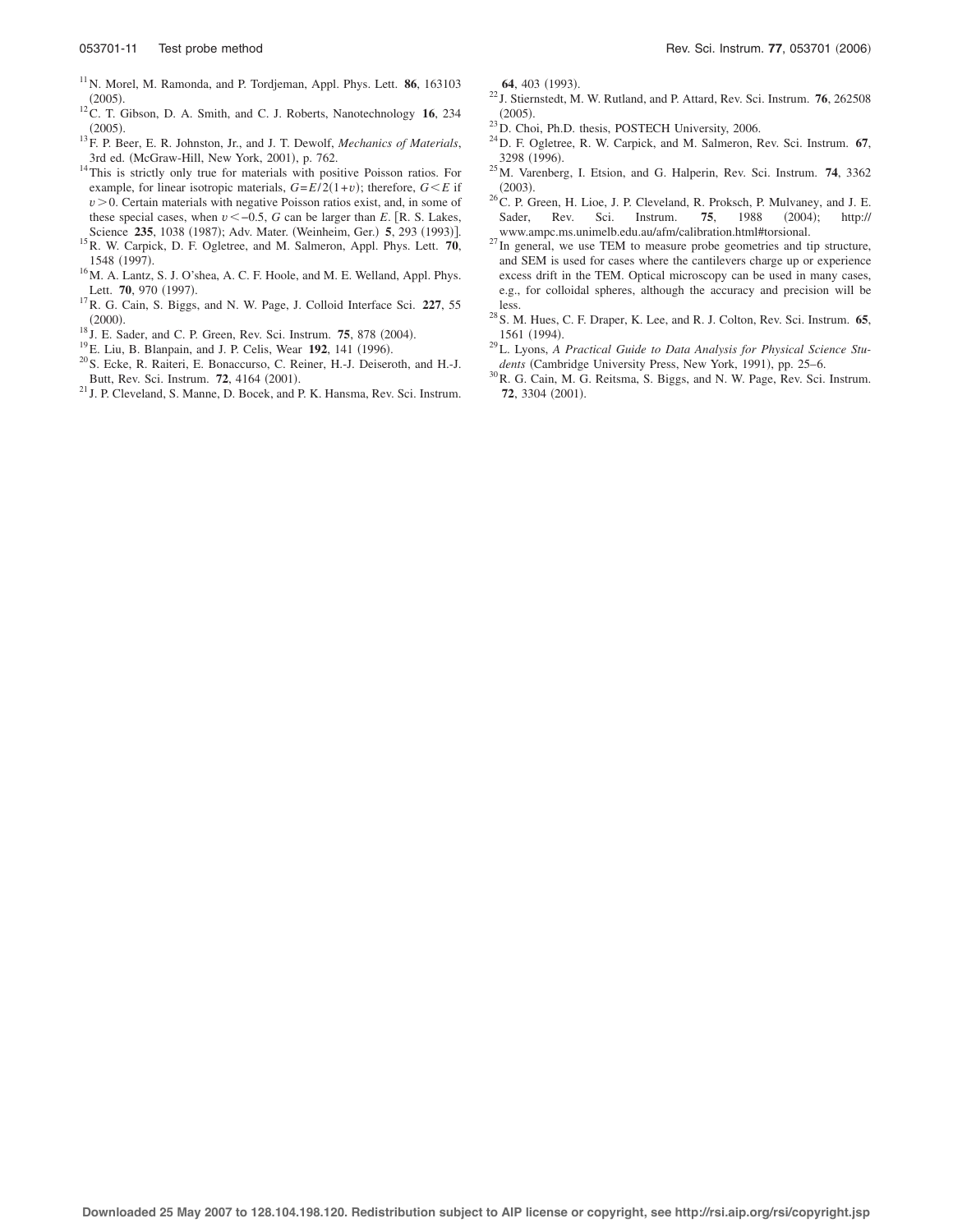[11] N. Morel, M. Ramonda, and P. Tordjeman, Appl. Phys. Lett. **86**, 163103 (2005).

[12] C. T. Gibson, D. A. Smith, and C. J. Roberts, Nanotechnology **16**, 234 (2005).

[13] F. P. Beer, E. R. Johnston, Jr., and J. T. Dewolf, *Mechanics of Materials*, 3rd ed. (McGraw-Hill, New York, 2001), p. 762.

[14] This is strictly only true for materials with positive Poisson ratios. For example, for linear isotropic materials, $G=E/2(1+v)$; therefore, $G<E$ if $v>0$. Certain materials with negative Poisson ratios exist, and, in some of these special cases, when $v<-0.5$, $G$ can be larger than $E$. [R. S. Lakes, Science **235**, 1038 (1987); Adv. Mater. (Weinheim, Ger.) **5**, 293 (1993)].

[15] R. W. Carpick, D. F. Ogletree, and M. Salmeron, Appl. Phys. Lett. **70**, 1548 (1997).

[16] M. A. Lantz, S. J. O'shea, A. C. F. Hoole, and M. E. Welland, Appl. Phys. Lett. **70**, 970 (1997).

[17] R. G. Cain, S. Biggs, and N. W. Page, J. Colloid Interface Sci. **227**, 55 (2000).

[18] J. E. Sader, and C. P. Green, Rev. Sci. Instrum. **75**, 878 (2004).

[19] E. Liu, B. Blanpain, and J. P. Celis, Wear **192**, 141 (1996).

[20] S. Ecke, R. Raiteri, E. Bonaccurso, C. Reiner, H.-J. Deiseroth, and H.-J. Butt, Rev. Sci. Instrum. **72**, 4164 (2001).

[21] J. P. Cleveland, S. Manne, D. Bocek, and P. K. Hansma, Rev. Sci. Instrum. **64**, 403 (1993).

[22] J. Stiernstedt, M. W. Rutland, and P. Attard, Rev. Sci. Instrum. **76**, 262508 (2005).

[23] D. Choi, Ph.D. thesis, POSTECH University, 2006.

[24] D. F. Ogletree, R. W. Carpick, and M. Salmeron, Rev. Sci. Instrum. **67**, 3298 (1996).

[25] M. Varenberg, I. Etsion, and G. Halperin, Rev. Sci. Instrum. **74**, 3362 (2003).

[26] C. P. Green, H. Lioe, J. P. Cleveland, R. Proksch, P. Mulvaney, and J. E. Sader, Rev. Sci. Instrum. **75**, 1988 (2004); http://www.ampc.ms.unimelb.edu.au/afm/calibration.html#torsional.

[27] In general, we use TEM to measure probe geometries and tip structure, and SEM is used for cases where the cantilevers charge up or experience excess drift in the TEM. Optical microscopy can be used in many cases, e.g., for colloidal spheres, although the accuracy and precision will be less.

[28] S. M. Hues, C. F. Draper, K. Lee, and R. J. Colton, Rev. Sci. Instrum. **65**, 1561 (1994).

[29] L. Lyons, *A Practical Guide to Data Analysis for Physical Science Students* (Cambridge University Press, New York, 1991), pp. 25–6.

[30] R. G. Cain, M. G. Reitsma, S. Biggs, and N. W. Page, Rev. Sci. Instrum. **72**, 3304 (2001).